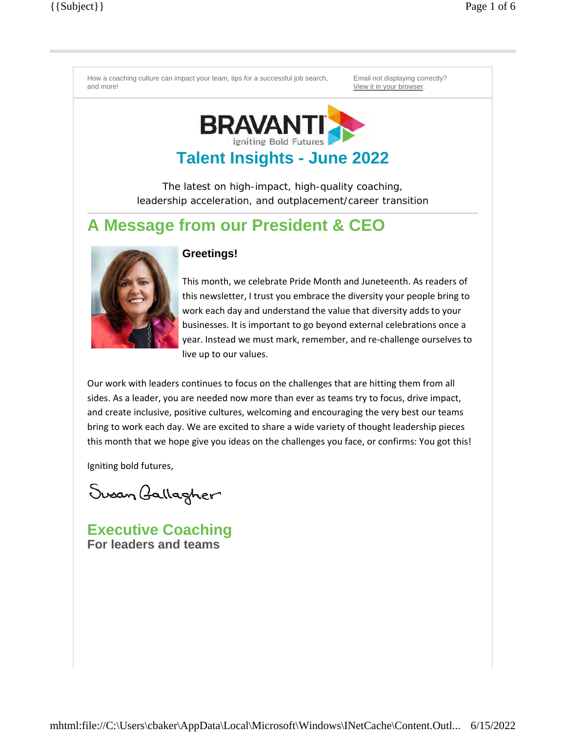How a coaching culture can impact your team, tips for a successful job search, and more!

Email not displaying correctly? View it in your browser.

BRAVANTI
Igniting Bold Futures

# Talent Insights - June 2022

The latest on high-impact, high-quality coaching, leadership acceleration, and outplacement/career transition

## A Message from our President & CEO

**Greetings!**

This month, we celebrate Pride Month and Juneteenth. As readers of this newsletter, I trust you embrace the diversity your people bring to work each day and understand the value that diversity adds to your businesses. It is important to go beyond external celebrations once a year. Instead we must mark, remember, and re-challenge ourselves to live up to our values.

Our work with leaders continues to focus on the challenges that are hitting them from all sides. As a leader, you are needed now more than ever as teams try to focus, drive impact, and create inclusive, positive cultures, welcoming and encouraging the very best our teams bring to work each day. We are excited to share a wide variety of thought leadership pieces this month that we hope give you ideas on the challenges you face, or confirms: You got this!

Igniting bold futures,

Susan Gallagher

## Executive Coaching

**For leaders and teams**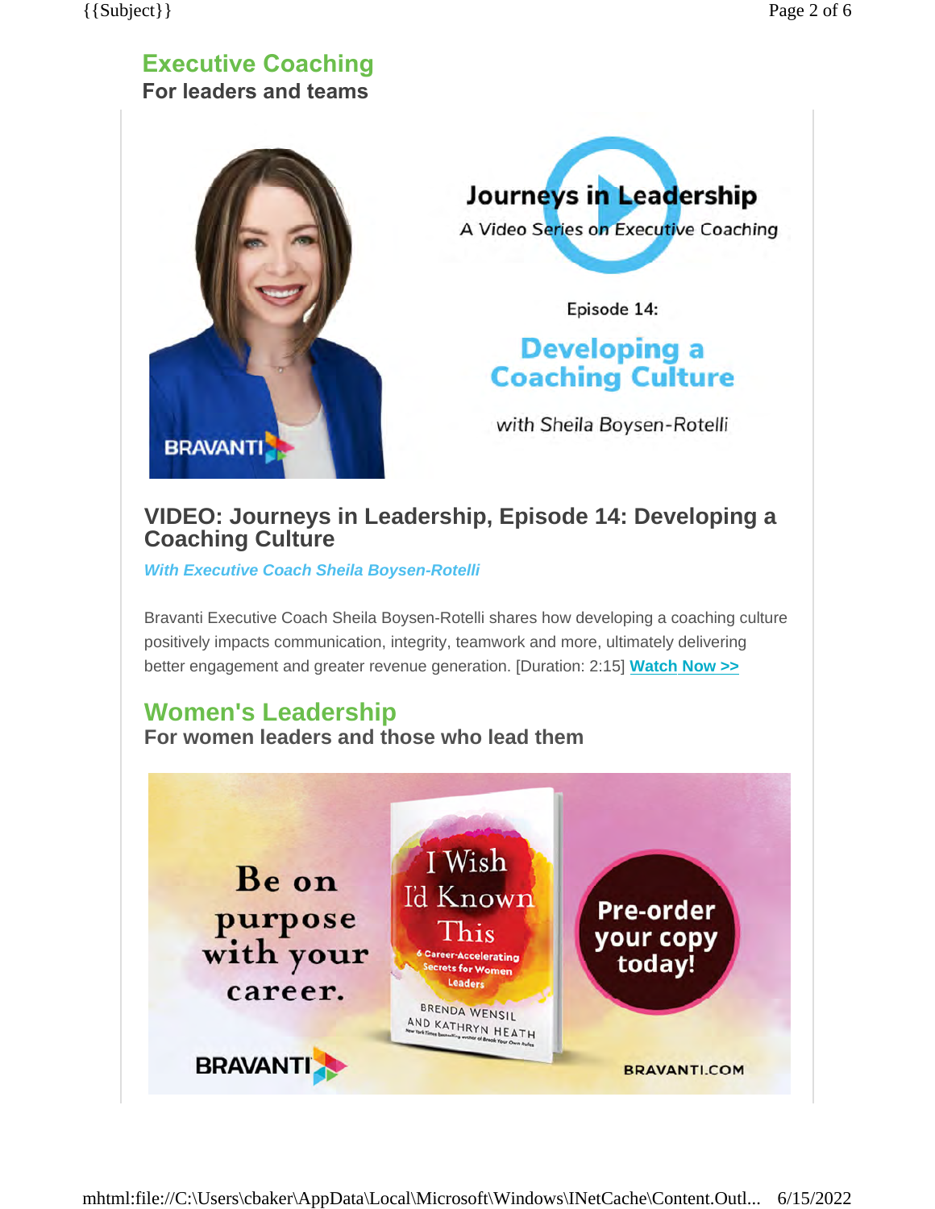## Executive Coaching

**For leaders and teams**

### VIDEO: Journeys in Leadership, Episode 14: Developing a Coaching Culture

***With Executive Coach Sheila Boysen-Rotelli***

Bravanti Executive Coach Sheila Boysen-Rotelli shares how developing a coaching culture positively impacts communication, integrity, teamwork and more, ultimately delivering better engagement and greater revenue generation. [Duration: 2:15] **Watch Now >>**

## Women's Leadership

**For women leaders and those who lead them**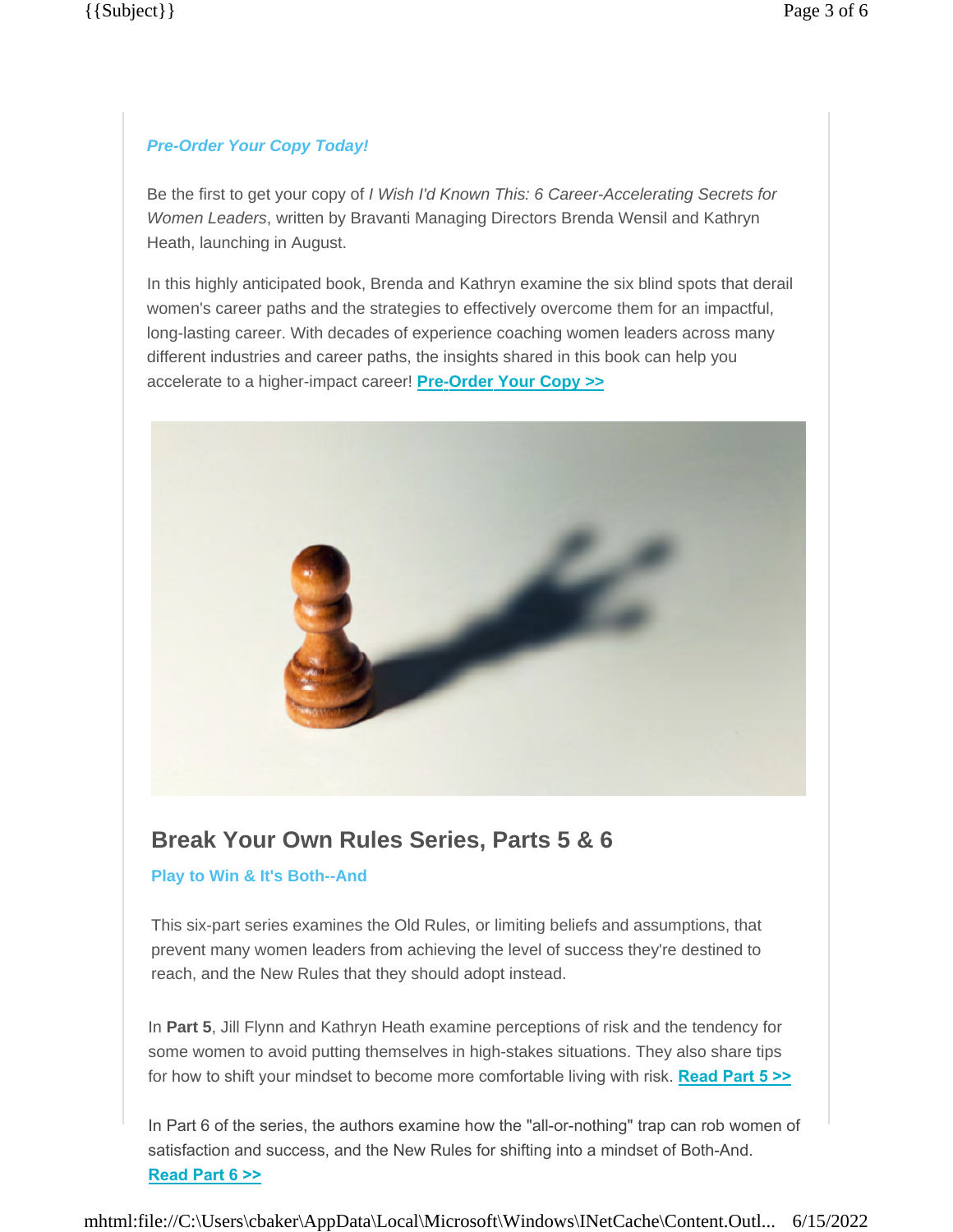***Pre-Order Your Copy Today!***

Be the first to get your copy of *I Wish I'd Known This: 6 Career-Accelerating Secrets for Women Leaders*, written by Bravanti Managing Directors Brenda Wensil and Kathryn Heath, launching in August.

In this highly anticipated book, Brenda and Kathryn examine the six blind spots that derail women's career paths and the strategies to effectively overcome them for an impactful, long-lasting career. With decades of experience coaching women leaders across many different industries and career paths, the insights shared in this book can help you accelerate to a higher-impact career! **Pre-Order Your Copy >>**

## Break Your Own Rules Series, Parts 5 & 6

**Play to Win & It's Both--And**

This six-part series examines the Old Rules, or limiting beliefs and assumptions, that prevent many women leaders from achieving the level of success they're destined to reach, and the New Rules that they should adopt instead.

In **Part 5**, Jill Flynn and Kathryn Heath examine perceptions of risk and the tendency for some women to avoid putting themselves in high-stakes situations. They also share tips for how to shift your mindset to become more comfortable living with risk. **Read Part 5 >>**

In Part 6 of the series, the authors examine how the "all-or-nothing" trap can rob women of satisfaction and success, and the New Rules for shifting into a mindset of Both-And. **Read Part 6 >>**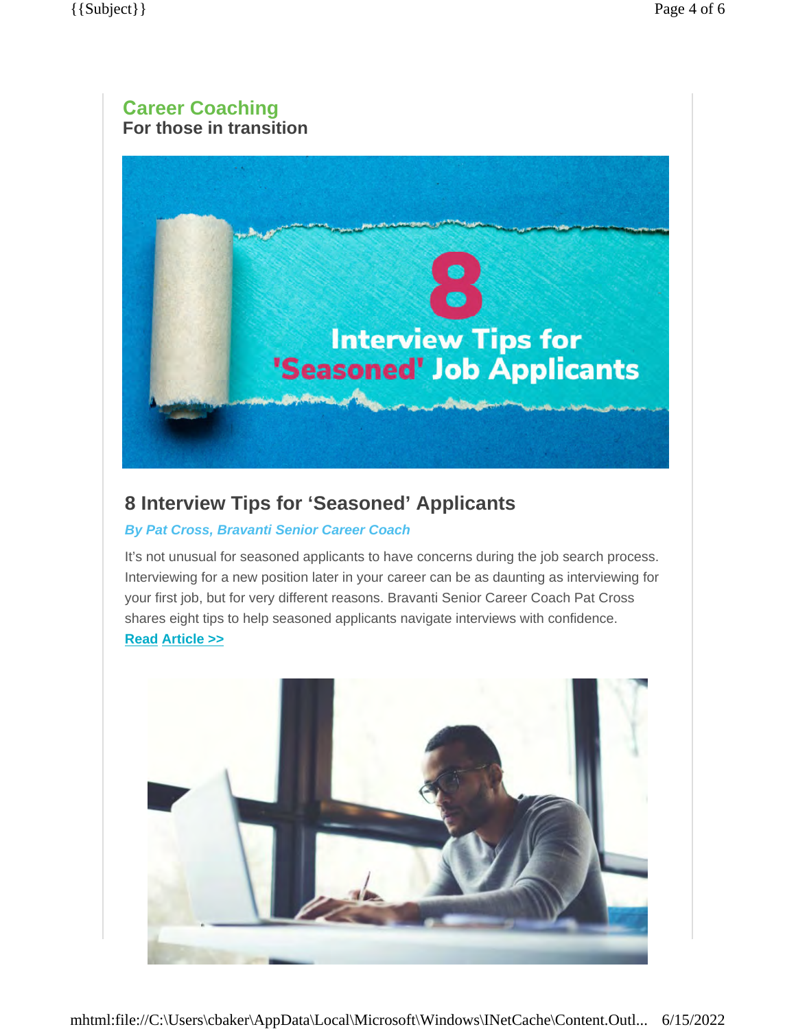## Career Coaching

**For those in transition**

## 8 Interview Tips for 'Seasoned' Applicants

***By Pat Cross, Bravanti Senior Career Coach***

It's not unusual for seasoned applicants to have concerns during the job search process. Interviewing for a new position later in your career can be as daunting as interviewing for your first job, but for very different reasons. Bravanti Senior Career Coach Pat Cross shares eight tips to help seasoned applicants navigate interviews with confidence.

**Read Article >>**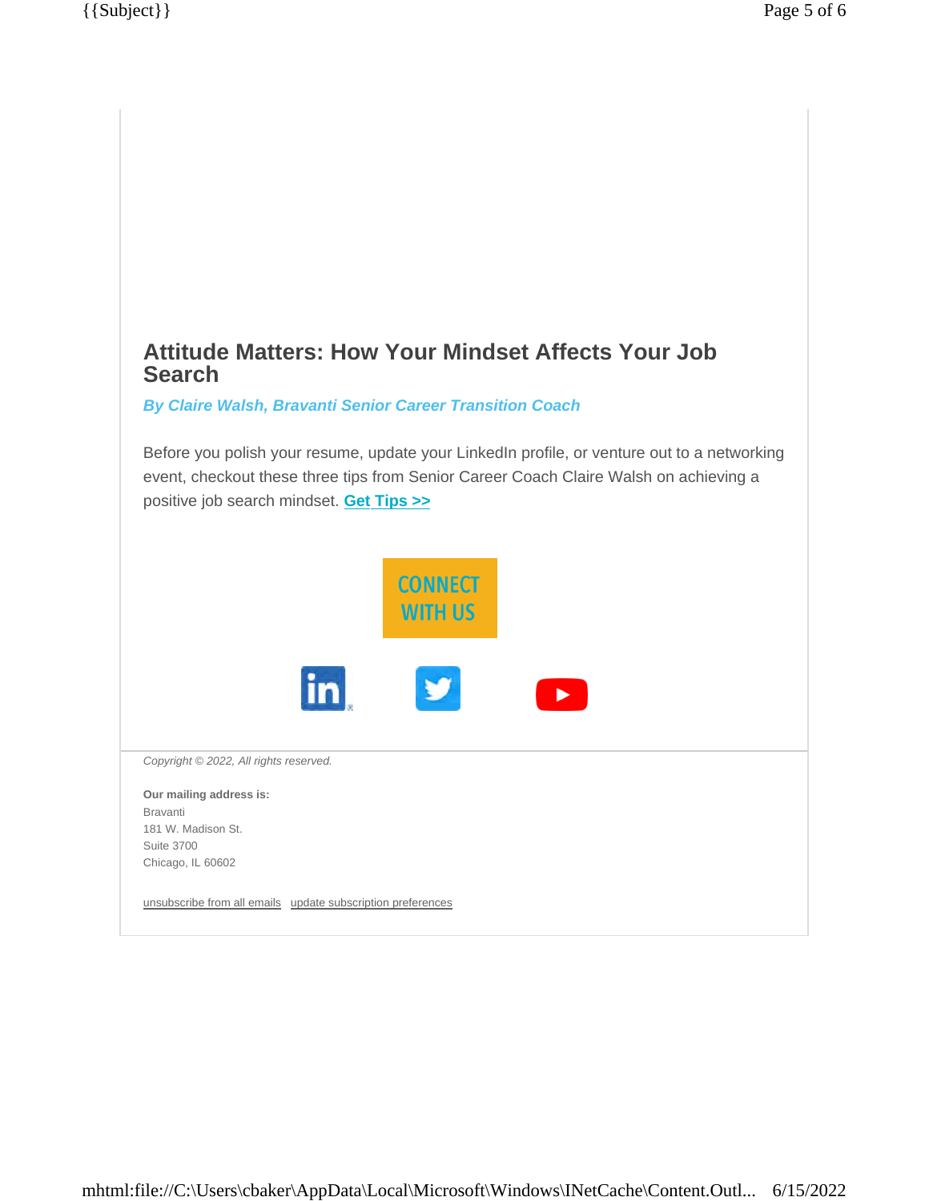## Attitude Matters: How Your Mindset Affects Your Job Search

***By Claire Walsh, Bravanti Senior Career Transition Coach***

Before you polish your resume, update your LinkedIn profile, or venture out to a networking event, checkout these three tips from Senior Career Coach Claire Walsh on achieving a positive job search mindset. **Get Tips >>**

CONNECT WITH US

*Copyright © 2022, All rights reserved.*

**Our mailing address is:**
Bravanti
181 W. Madison St.
Suite 3700
Chicago, IL 60602

unsubscribe from all emails update subscription preferences